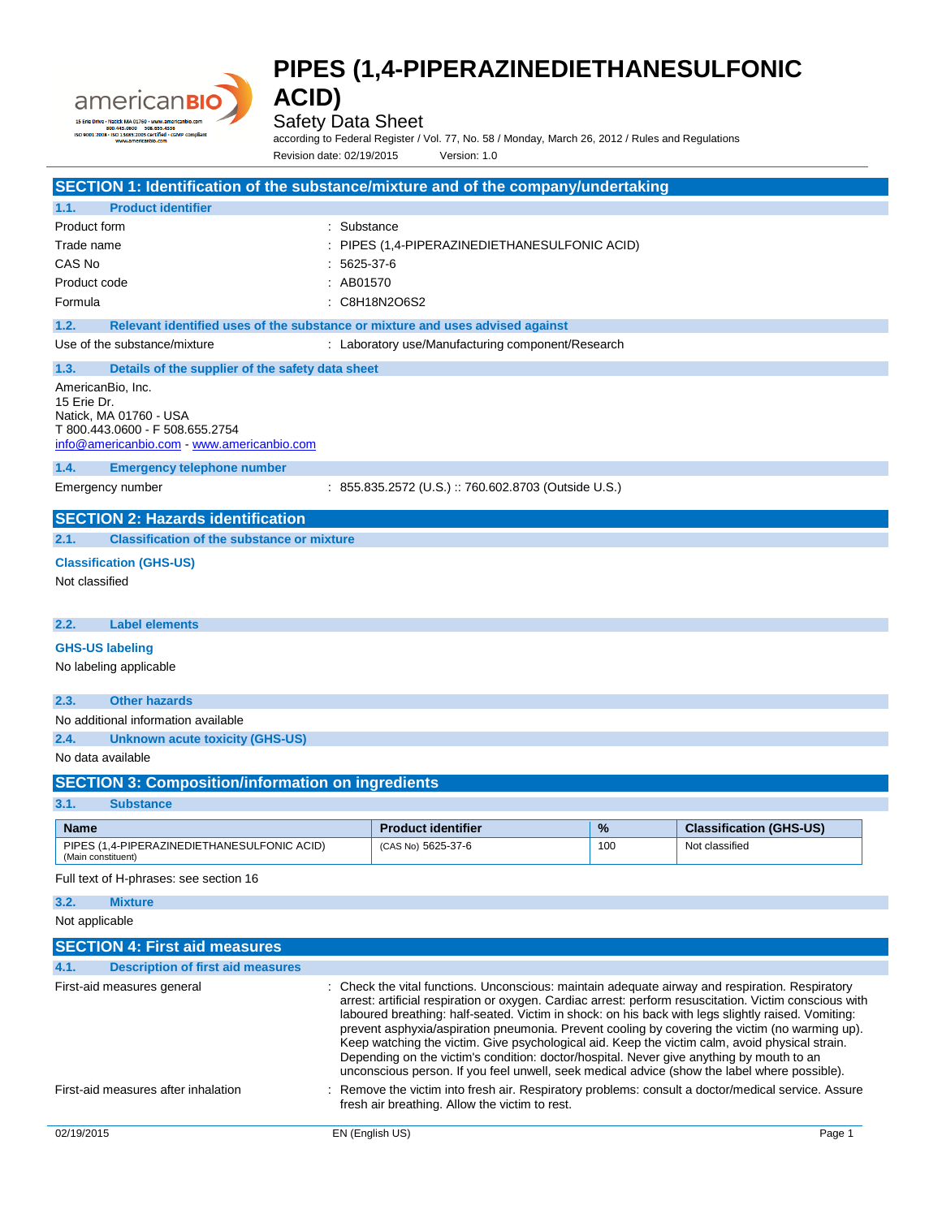# PIPES (1,4-PIPERAZINEDIETHANESULFONIC ACID)

Safety Data Sheet

according to Federal Register / Vol. 77, No. 58 / Monday, March 26, 2012 / Rules and Regulations

Revision date: 02/19/2015 Version: 1.0

## SECTION 1: Identification of the substance/mixture and of the company/undertaking

### 1.1. Product identifier

| | |
|---|---|
| Product form | : Substance |
| Trade name | : PIPES (1,4-PIPERAZINEDIETHANESULFONIC ACID) |
| CAS No | : 5625-37-6 |
| Product code | : AB01570 |
| Formula | : $C_8H_{18}N_2O_6S_2$ |

### 1.2. Relevant identified uses of the substance or mixture and uses advised against

Use of the substance/mixture : Laboratory use/Manufacturing component/Research

### 1.3. Details of the supplier of the safety data sheet

AmericanBio, Inc.
15 Erie Dr.
Natick, MA 01760 - USA
T 800.443.0600 - F 508.655.2754
info@americanbio.com - www.americanbio.com

### 1.4. Emergency telephone number

Emergency number : 855.835.2572 (U.S.) :: 760.602.8703 (Outside U.S.)

## SECTION 2: Hazards identification

### 2.1. Classification of the substance or mixture

**Classification (GHS-US)**

Not classified

### 2.2. Label elements

**GHS-US labeling**

No labeling applicable

### 2.3. Other hazards

No additional information available

### 2.4. Unknown acute toxicity (GHS-US)

No data available

## SECTION 3: Composition/information on ingredients

### 3.1. Substance

| Name | Product identifier | % | Classification (GHS-US) |
|---|---|---|---|
| PIPES (1,4-PIPERAZINEDIETHANESULFONIC ACID) (Main constituent) | (CAS No) 5625-37-6 | 100 | Not classified |

Full text of H-phrases: see section 16

### 3.2. Mixture

Not applicable

## SECTION 4: First aid measures

### 4.1. Description of first aid measures

First-aid measures general : Check the vital functions. Unconscious: maintain adequate airway and respiration. Respiratory arrest: artificial respiration or oxygen. Cardiac arrest: perform resuscitation. Victim conscious with laboured breathing: half-seated. Victim in shock: on his back with legs slightly raised. Vomiting: prevent asphyxia/aspiration pneumonia. Prevent cooling by covering the victim (no warming up). Keep watching the victim. Give psychological aid. Keep the victim calm, avoid physical strain. Depending on the victim's condition: doctor/hospital. Never give anything by mouth to an unconscious person. If you feel unwell, seek medical advice (show the label where possible).

First-aid measures after inhalation : Remove the victim into fresh air. Respiratory problems: consult a doctor/medical service. Assure fresh air breathing. Allow the victim to rest.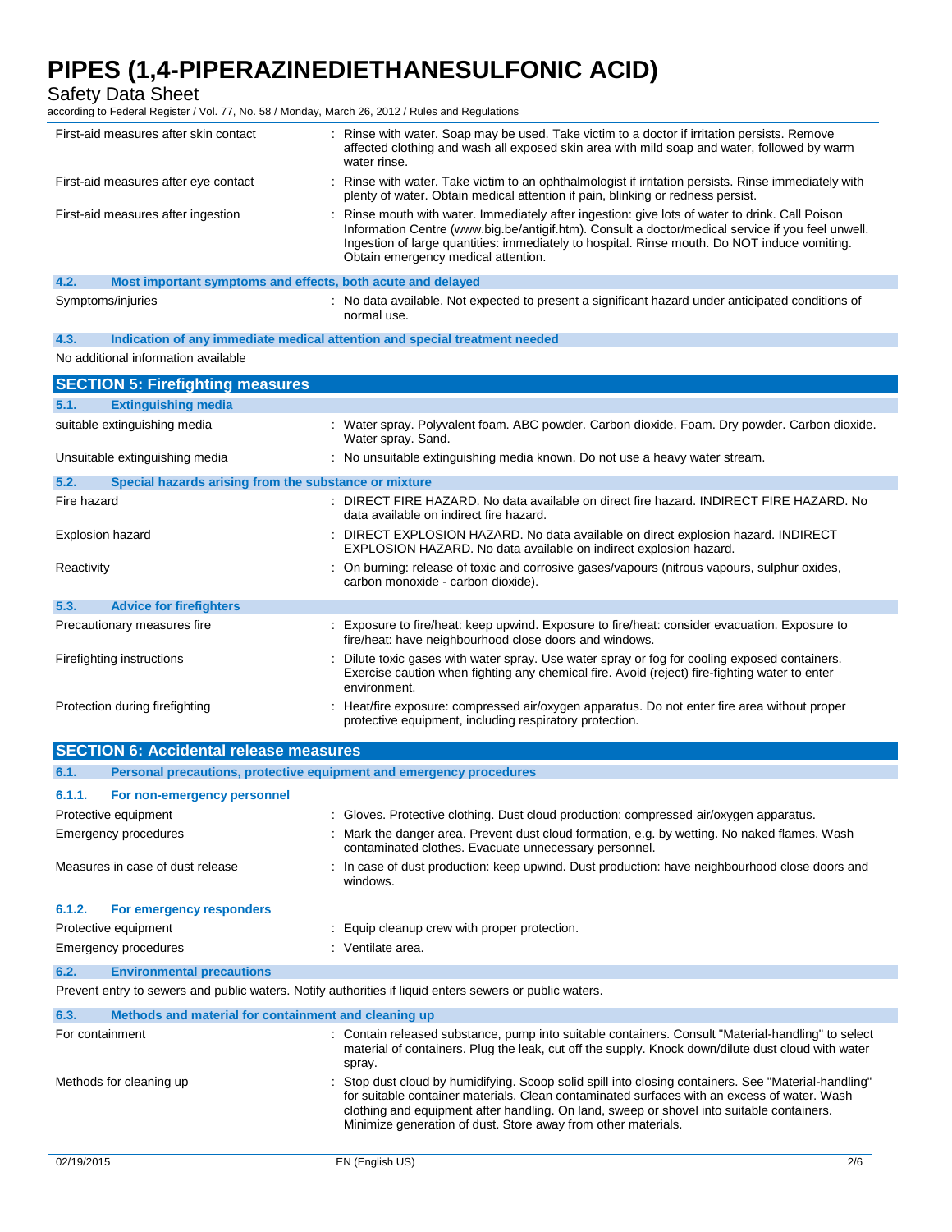| | |
|---|---|
| First-aid measures after skin contact | : Rinse with water. Soap may be used. Take victim to a doctor if irritation persists. Remove affected clothing and wash all exposed skin area with mild soap and water, followed by warm water rinse. |
| First-aid measures after eye contact | : Rinse with water. Take victim to an ophthalmologist if irritation persists. Rinse immediately with plenty of water. Obtain medical attention if pain, blinking or redness persist. |
| First-aid measures after ingestion | : Rinse mouth with water. Immediately after ingestion: give lots of water to drink. Call Poison Information Centre (www.big.be/antigif.htm). Consult a doctor/medical service if you feel unwell. Ingestion of large quantities: immediately to hospital. Rinse mouth. Do NOT induce vomiting. Obtain emergency medical attention. |

### 4.2. Most important symptoms and effects, both acute and delayed

| | |
|---|---|
| Symptoms/injuries | : No data available. Not expected to present a significant hazard under anticipated conditions of normal use. |

### 4.3. Indication of any immediate medical attention and special treatment needed

No additional information available

## SECTION 5: Firefighting measures

### 5.1. Extinguishing media

| | |
|---|---|
| suitable extinguishing media | : Water spray. Polyvalent foam. ABC powder. Carbon dioxide. Foam. Dry powder. Carbon dioxide. Water spray. Sand. |
| Unsuitable extinguishing media | : No unsuitable extinguishing media known. Do not use a heavy water stream. |

### 5.2. Special hazards arising from the substance or mixture

| | |
|---|---|
| Fire hazard | : DIRECT FIRE HAZARD. No data available on direct fire hazard. INDIRECT FIRE HAZARD. No data available on indirect fire hazard. |
| Explosion hazard | : DIRECT EXPLOSION HAZARD. No data available on direct explosion hazard. INDIRECT EXPLOSION HAZARD. No data available on indirect explosion hazard. |
| Reactivity | : On burning: release of toxic and corrosive gases/vapours (nitrous vapours, sulphur oxides, carbon monoxide - carbon dioxide). |

### 5.3. Advice for firefighters

| | |
|---|---|
| Precautionary measures fire | : Exposure to fire/heat: keep upwind. Exposure to fire/heat: consider evacuation. Exposure to fire/heat: have neighbourhood close doors and windows. |
| Firefighting instructions | : Dilute toxic gases with water spray. Use water spray or fog for cooling exposed containers. Exercise caution when fighting any chemical fire. Avoid (reject) fire-fighting water to enter environment. |
| Protection during firefighting | : Heat/fire exposure: compressed air/oxygen apparatus. Do not enter fire area without proper protective equipment, including respiratory protection. |

## SECTION 6: Accidental release measures

### 6.1. Personal precautions, protective equipment and emergency procedures

#### 6.1.1. For non-emergency personnel

| | |
|---|---|
| Protective equipment | : Gloves. Protective clothing. Dust cloud production: compressed air/oxygen apparatus. |
| Emergency procedures | : Mark the danger area. Prevent dust cloud formation, e.g. by wetting. No naked flames. Wash contaminated clothes. Evacuate unnecessary personnel. |
| Measures in case of dust release | : In case of dust production: keep upwind. Dust production: have neighbourhood close doors and windows. |

#### 6.1.2. For emergency responders

| | |
|---|---|
| Protective equipment | : Equip cleanup crew with proper protection. |
| Emergency procedures | : Ventilate area. |

### 6.2. Environmental precautions

Prevent entry to sewers and public waters. Notify authorities if liquid enters sewers or public waters.

### 6.3. Methods and material for containment and cleaning up

| | |
|---|---|
| For containment | : Contain released substance, pump into suitable containers. Consult "Material-handling" to select material of containers. Plug the leak, cut off the supply. Knock down/dilute dust cloud with water spray. |
| Methods for cleaning up | : Stop dust cloud by humidifying. Scoop solid spill into closing containers. See "Material-handling" for suitable container materials. Clean contaminated surfaces with an excess of water. Wash clothing and equipment after handling. On land, sweep or shovel into suitable containers. Minimize generation of dust. Store away from other materials. |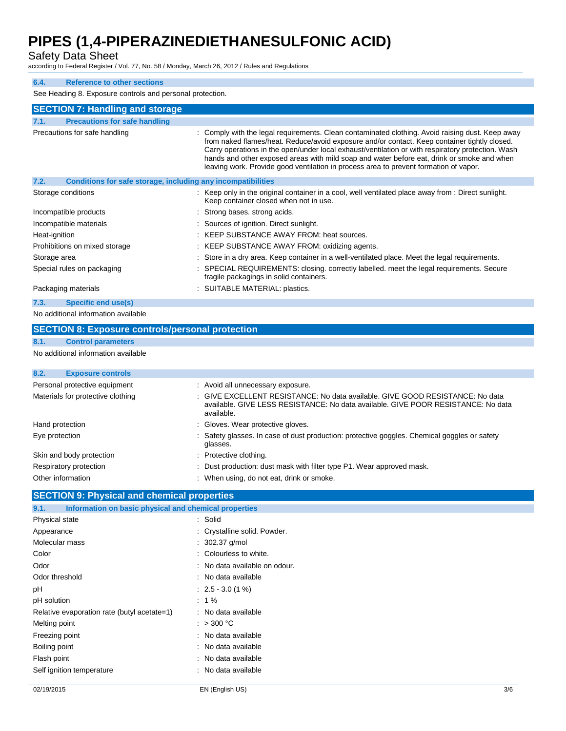### 6.4. Reference to other sections

See Heading 8. Exposure controls and personal protection.

## SECTION 7: Handling and storage

### 7.1. Precautions for safe handling

| | |
|---|---|
| Precautions for safe handling | : Comply with the legal requirements. Clean contaminated clothing. Avoid raising dust. Keep away from naked flames/heat. Reduce/avoid exposure and/or contact. Keep container tightly closed. Carry operations in the open/under local exhaust/ventilation or with respiratory protection. Wash hands and other exposed areas with mild soap and water before eat, drink or smoke and when leaving work. Provide good ventilation in process area to prevent formation of vapor. |

### 7.2. Conditions for safe storage, including any incompatibilities

| | |
|---|---|
| Storage conditions | : Keep only in the original container in a cool, well ventilated place away from : Direct sunlight. Keep container closed when not in use. |
| Incompatible products | : Strong bases. strong acids. |
| Incompatible materials | : Sources of ignition. Direct sunlight. |
| Heat-ignition | : KEEP SUBSTANCE AWAY FROM: heat sources. |
| Prohibitions on mixed storage | : KEEP SUBSTANCE AWAY FROM: oxidizing agents. |
| Storage area | : Store in a dry area. Keep container in a well-ventilated place. Meet the legal requirements. |
| Special rules on packaging | : SPECIAL REQUIREMENTS: closing. correctly labelled. meet the legal requirements. Secure fragile packagings in solid containers. |
| Packaging materials | : SUITABLE MATERIAL: plastics. |

### 7.3. Specific end use(s)

No additional information available

## SECTION 8: Exposure controls/personal protection

### 8.1. Control parameters

No additional information available

### 8.2. Exposure controls

| | |
|---|---|
| Personal protective equipment | : Avoid all unnecessary exposure. |
| Materials for protective clothing | : GIVE EXCELLENT RESISTANCE: No data available. GIVE GOOD RESISTANCE: No data available. GIVE LESS RESISTANCE: No data available. GIVE POOR RESISTANCE: No data available. |
| Hand protection | : Gloves. Wear protective gloves. |
| Eye protection | : Safety glasses. In case of dust production: protective goggles. Chemical goggles or safety glasses. |
| Skin and body protection | : Protective clothing. |
| Respiratory protection | : Dust production: dust mask with filter type P1. Wear approved mask. |
| Other information | : When using, do not eat, drink or smoke. |

## SECTION 9: Physical and chemical properties

### 9.1. Information on basic physical and chemical properties

| | |
|---|---|
| Physical state | : Solid |
| Appearance | : Crystalline solid. Powder. |
| Molecular mass | : 302.37 g/mol |
| Color | : Colourless to white. |
| Odor | : No data available on odour. |
| Odor threshold | : No data available |
| pH | : 2.5 - 3.0 (1 %) |
| pH solution | : 1 % |
| Relative evaporation rate (butyl acetate=1) | : No data available |
| Melting point | : > 300 °C |
| Freezing point | : No data available |
| Boiling point | : No data available |
| Flash point | : No data available |
| Self ignition temperature | : No data available |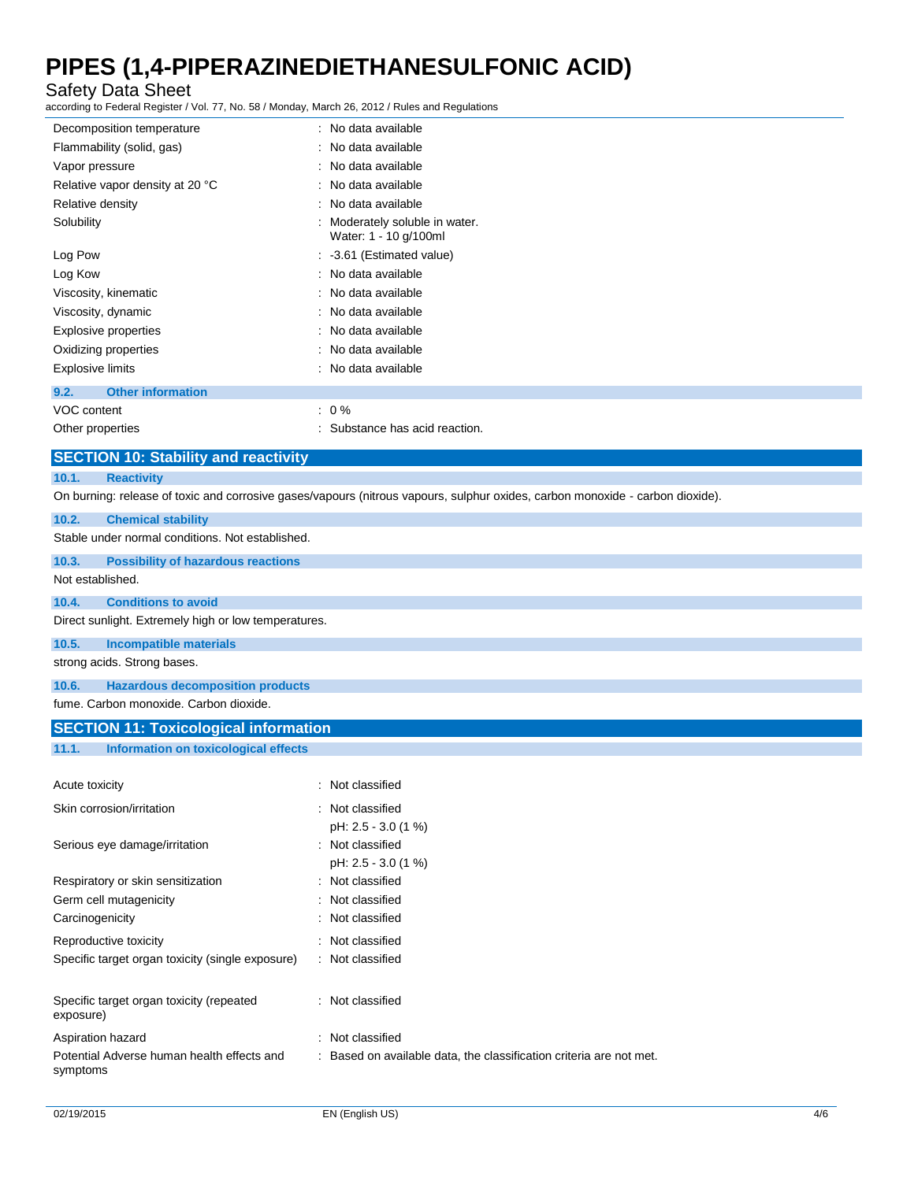| | |
|---|---|
| Decomposition temperature | : No data available |
| Flammability (solid, gas) | : No data available |
| Vapor pressure | : No data available |
| Relative vapor density at 20 °C | : No data available |
| Relative density | : No data available |
| Solubility | : Moderately soluble in water. Water: 1 - 10 g/100ml |
| Log Pow | : -3.61 (Estimated value) |
| Log Kow | : No data available |
| Viscosity, kinematic | : No data available |
| Viscosity, dynamic | : No data available |
| Explosive properties | : No data available |
| Oxidizing properties | : No data available |
| Explosive limits | : No data available |

### 9.2. Other information

| | |
|---|---|
| VOC content | : 0 % |
| Other properties | : Substance has acid reaction. |

## SECTION 10: Stability and reactivity

### 10.1. Reactivity

On burning: release of toxic and corrosive gases/vapours (nitrous vapours, sulphur oxides, carbon monoxide - carbon dioxide).

### 10.2. Chemical stability

Stable under normal conditions. Not established.

### 10.3. Possibility of hazardous reactions

Not established.

### 10.4. Conditions to avoid

Direct sunlight. Extremely high or low temperatures.

### 10.5. Incompatible materials

strong acids. Strong bases.

### 10.6. Hazardous decomposition products

fume. Carbon monoxide. Carbon dioxide.

## SECTION 11: Toxicological information

### 11.1. Information on toxicological effects

| | |
|---|---|
| Acute toxicity | : Not classified |
| Skin corrosion/irritation | : Not classified<br>pH: 2.5 - 3.0 (1 %) |
| Serious eye damage/irritation | : Not classified<br>pH: 2.5 - 3.0 (1 %) |
| Respiratory or skin sensitization | : Not classified |
| Germ cell mutagenicity | : Not classified |
| Carcinogenicity | : Not classified |
| Reproductive toxicity | : Not classified |
| Specific target organ toxicity (single exposure) | : Not classified |
| Specific target organ toxicity (repeated exposure) | : Not classified |
| Aspiration hazard | : Not classified |
| Potential Adverse human health effects and symptoms | : Based on available data, the classification criteria are not met. |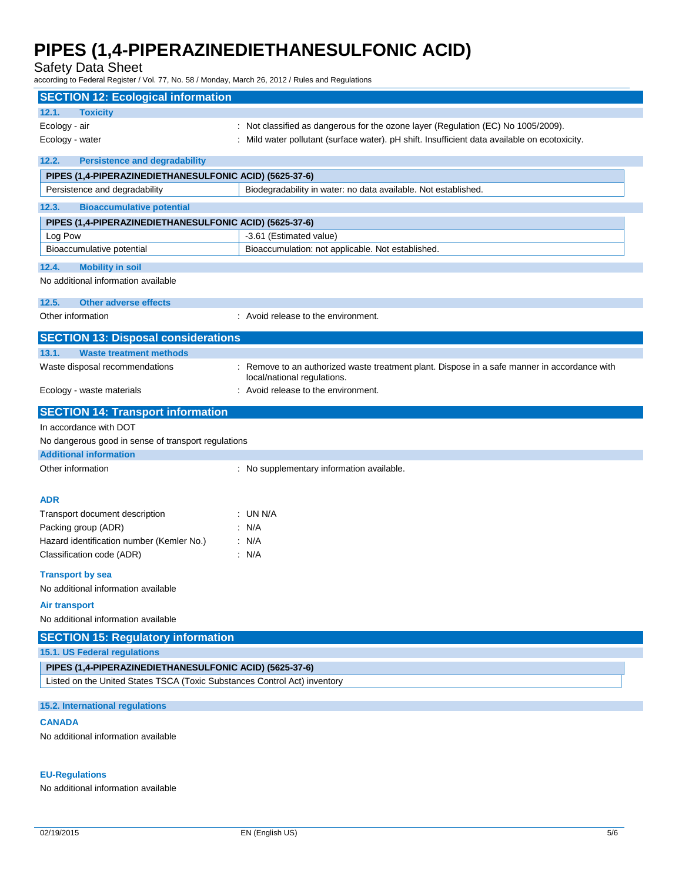## SECTION 12: Ecological information

### 12.1. Toxicity

Ecology - air : Not classified as dangerous for the ozone layer (Regulation (EC) No 1005/2009).

Ecology - water : Mild water pollutant (surface water). pH shift. Insufficient data available on ecotoxicity.

### 12.2. Persistence and degradability

| PIPES (1,4-PIPERAZINEDIETHANESULFONIC ACID) (5625-37-6) | |
|---|---|
| Persistence and degradability | Biodegradability in water: no data available. Not established. |

### 12.3. Bioaccumulative potential

| PIPES (1,4-PIPERAZINEDIETHANESULFONIC ACID) (5625-37-6) | |
|---|---|
| Log Pow | -3.61 (Estimated value) |
| Bioaccumulative potential | Bioaccumulation: not applicable. Not established. |

### 12.4. Mobility in soil

No additional information available

### 12.5. Other adverse effects

Other information : Avoid release to the environment.

## SECTION 13: Disposal considerations

### 13.1. Waste treatment methods

Waste disposal recommendations : Remove to an authorized waste treatment plant. Dispose in a safe manner in accordance with local/national regulations.

Ecology - waste materials : Avoid release to the environment.

## SECTION 14: Transport information

In accordance with DOT

No dangerous good in sense of transport regulations

**Additional information**

Other information : No supplementary information available.

**ADR**

Transport document description : UN N/A

Packing group (ADR) : N/A

Hazard identification number (Kemler No.) : N/A

Classification code (ADR) : N/A

**Transport by sea**

No additional information available

**Air transport**

No additional information available

## SECTION 15: Regulatory information

### 15.1. US Federal regulations

| PIPES (1,4-PIPERAZINEDIETHANESULFONIC ACID) (5625-37-6) |
|---|
| Listed on the United States TSCA (Toxic Substances Control Act) inventory |

### 15.2. International regulations

**CANADA**

No additional information available

**EU-Regulations**

No additional information available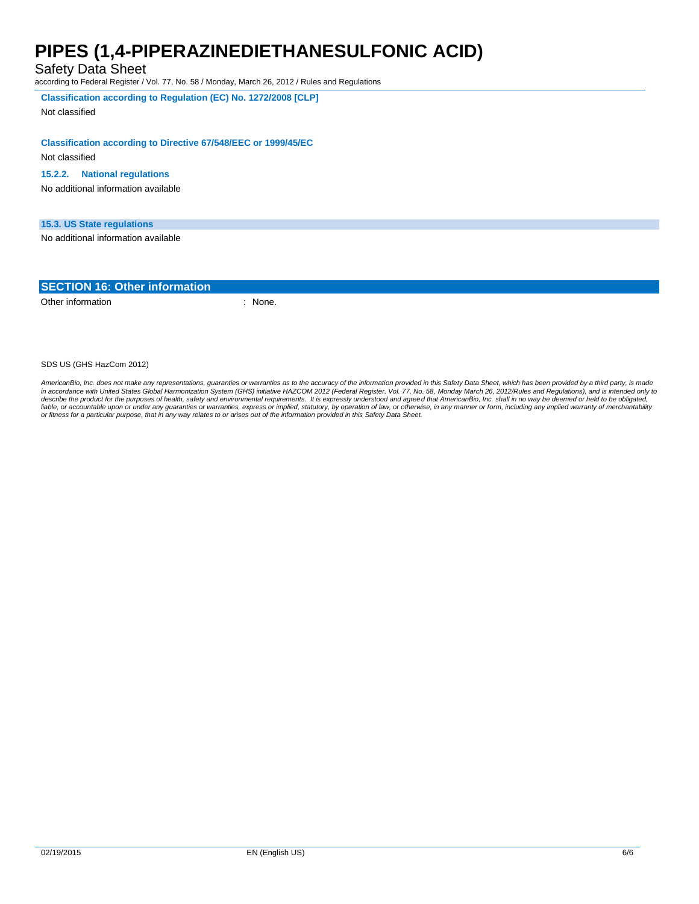**Classification according to Regulation (EC) No. 1272/2008 [CLP]**

Not classified

**Classification according to Directive 67/548/EEC or 1999/45/EC**

Not classified

**15.2.2. National regulations**

No additional information available

### 15.3. US State regulations

No additional information available

## SECTION 16: Other information

Other information : None.

SDS US (GHS HazCom 2012)

*AmericanBio, Inc. does not make any representations, guaranties or warranties as to the accuracy of the information provided in this Safety Data Sheet, which has been provided by a third party, is made in accordance with United States Global Harmonization System (GHS) initiative HAZCOM 2012 (Federal Register, Vol. 77, No. 58, Monday March 26, 2012/Rules and Regulations), and is intended only to describe the product for the purposes of health, safety and environmental requirements. It is expressly understood and agreed that AmericanBio, Inc. shall in no way be deemed or held to be obligated, liable, or accountable upon or under any guaranties or warranties, express or implied, statutory, by operation of law, or otherwise, in any manner or form, including any implied warranty of merchantability or fitness for a particular purpose, that in any way relates to or arises out of the information provided in this Safety Data Sheet.*